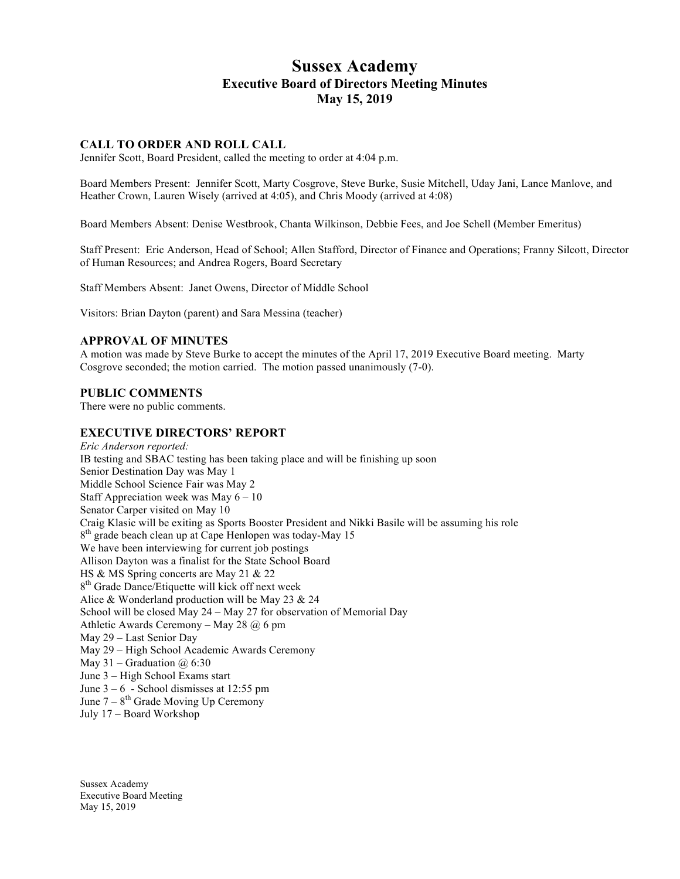# Sussex Academy
## Executive Board of Directors Meeting Minutes
## May 15, 2019

### CALL TO ORDER AND ROLL CALL

Jennifer Scott, Board President, called the meeting to order at 4:04 p.m.

Board Members Present: Jennifer Scott, Marty Cosgrove, Steve Burke, Susie Mitchell, Uday Jani, Lance Manlove, and Heather Crown, Lauren Wisely (arrived at 4:05), and Chris Moody (arrived at 4:08)

Board Members Absent: Denise Westbrook, Chanta Wilkinson, Debbie Fees, and Joe Schell (Member Emeritus)

Staff Present: Eric Anderson, Head of School; Allen Stafford, Director of Finance and Operations; Franny Silcott, Director of Human Resources; and Andrea Rogers, Board Secretary

Staff Members Absent: Janet Owens, Director of Middle School

Visitors: Brian Dayton (parent) and Sara Messina (teacher)

### APPROVAL OF MINUTES

A motion was made by Steve Burke to accept the minutes of the April 17, 2019 Executive Board meeting. Marty Cosgrove seconded; the motion carried. The motion passed unanimously (7-0).

### PUBLIC COMMENTS

There were no public comments.

### EXECUTIVE DIRECTORS' REPORT

*Eric Anderson reported:*

IB testing and SBAC testing has been taking place and will be finishing up soon
Senior Destination Day was May 1
Middle School Science Fair was May 2
Staff Appreciation week was May 6 – 10
Senator Carper visited on May 10
Craig Klasic will be exiting as Sports Booster President and Nikki Basile will be assuming his role
8th grade beach clean up at Cape Henlopen was today-May 15
We have been interviewing for current job postings
Allison Dayton was a finalist for the State School Board
HS & MS Spring concerts are May 21 & 22
8th Grade Dance/Etiquette will kick off next week
Alice & Wonderland production will be May 23 & 24
School will be closed May 24 – May 27 for observation of Memorial Day
Athletic Awards Ceremony – May 28 @ 6 pm
May 29 – Last Senior Day
May 29 – High School Academic Awards Ceremony
May 31 – Graduation @ 6:30
June 3 – High School Exams start
June 3 – 6 - School dismisses at 12:55 pm
June 7 – 8th Grade Moving Up Ceremony
July 17 – Board Workshop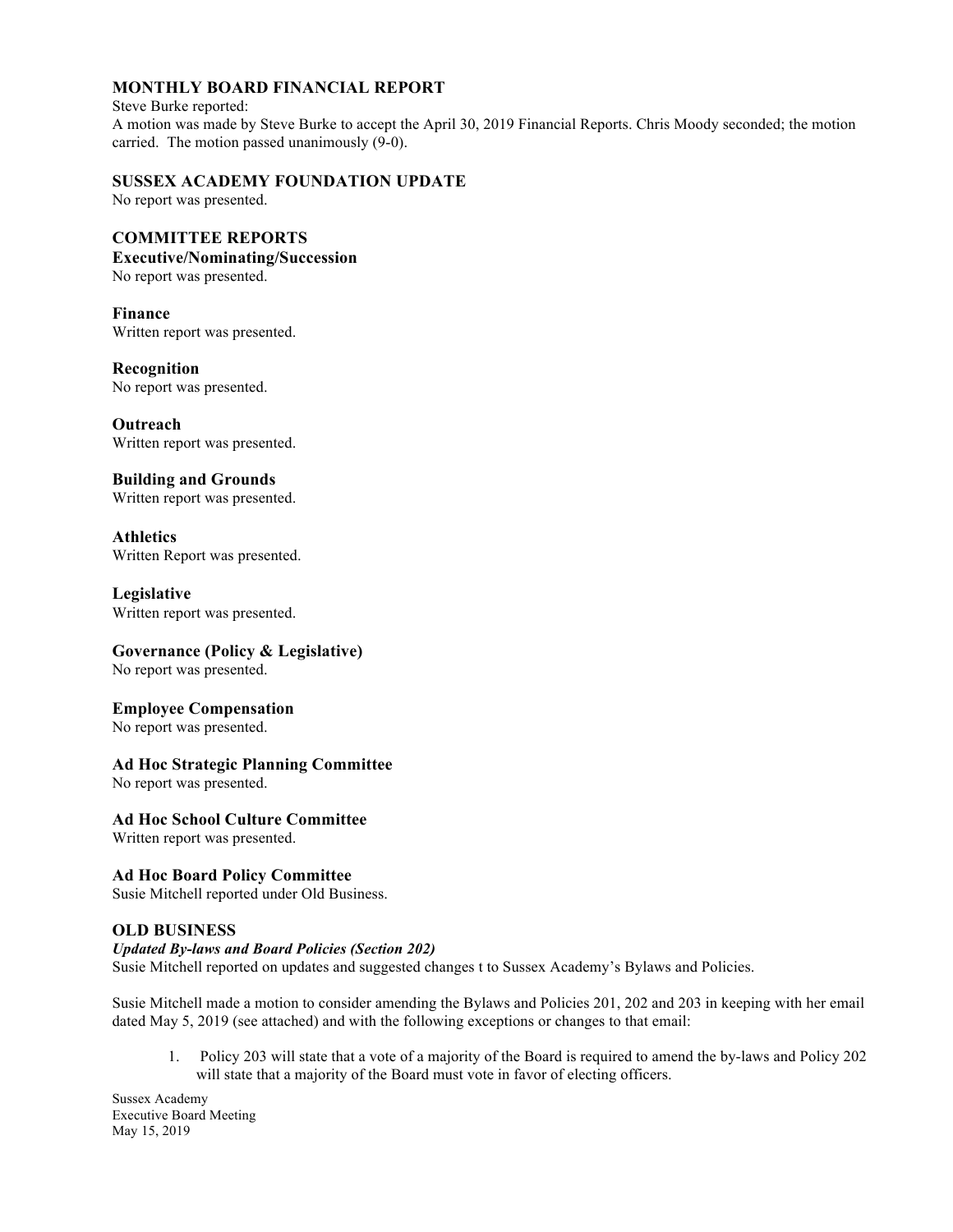## MONTHLY BOARD FINANCIAL REPORT

Steve Burke reported:
A motion was made by Steve Burke to accept the April 30, 2019 Financial Reports. Chris Moody seconded; the motion carried. The motion passed unanimously (9-0).

## SUSSEX ACADEMY FOUNDATION UPDATE

No report was presented.

## COMMITTEE REPORTS

### Executive/Nominating/Succession

No report was presented.

### Finance

Written report was presented.

### Recognition

No report was presented.

### Outreach

Written report was presented.

### Building and Grounds

Written report was presented.

### Athletics

Written Report was presented.

### Legislative

Written report was presented.

### Governance (Policy & Legislative)

No report was presented.

### Employee Compensation

No report was presented.

### Ad Hoc Strategic Planning Committee

No report was presented.

### Ad Hoc School Culture Committee

Written report was presented.

### Ad Hoc Board Policy Committee

Susie Mitchell reported under Old Business.

## OLD BUSINESS

***Updated By-laws and Board Policies (Section 202)***

Susie Mitchell reported on updates and suggested changes t to Sussex Academy's Bylaws and Policies.

Susie Mitchell made a motion to consider amending the Bylaws and Policies 201, 202 and 203 in keeping with her email dated May 5, 2019 (see attached) and with the following exceptions or changes to that email:

1. Policy 203 will state that a vote of a majority of the Board is required to amend the by-laws and Policy 202 will state that a majority of the Board must vote in favor of electing officers.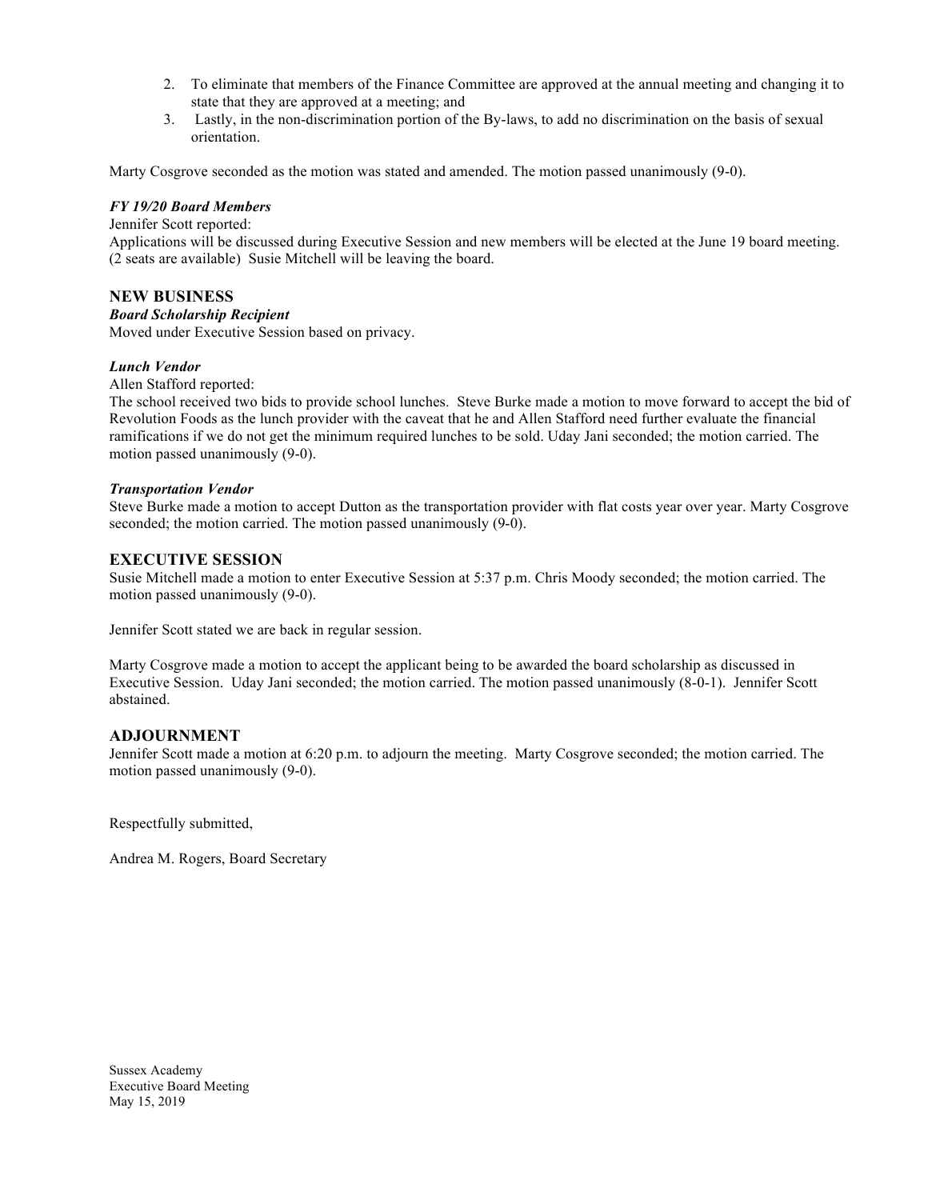2. To eliminate that members of the Finance Committee are approved at the annual meeting and changing it to state that they are approved at a meeting; and
3. Lastly, in the non-discrimination portion of the By-laws, to add no discrimination on the basis of sexual orientation.

Marty Cosgrove seconded as the motion was stated and amended. The motion passed unanimously (9-0).

***FY 19/20 Board Members***

Jennifer Scott reported:
Applications will be discussed during Executive Session and new members will be elected at the June 19 board meeting. (2 seats are available) Susie Mitchell will be leaving the board.

## NEW BUSINESS

***Board Scholarship Recipient***

Moved under Executive Session based on privacy.

***Lunch Vendor***

Allen Stafford reported:
The school received two bids to provide school lunches. Steve Burke made a motion to move forward to accept the bid of Revolution Foods as the lunch provider with the caveat that he and Allen Stafford need further evaluate the financial ramifications if we do not get the minimum required lunches to be sold. Uday Jani seconded; the motion carried. The motion passed unanimously (9-0).

***Transportation Vendor***

Steve Burke made a motion to accept Dutton as the transportation provider with flat costs year over year. Marty Cosgrove seconded; the motion carried. The motion passed unanimously (9-0).

## EXECUTIVE SESSION

Susie Mitchell made a motion to enter Executive Session at 5:37 p.m. Chris Moody seconded; the motion carried. The motion passed unanimously (9-0).

Jennifer Scott stated we are back in regular session.

Marty Cosgrove made a motion to accept the applicant being to be awarded the board scholarship as discussed in Executive Session. Uday Jani seconded; the motion carried. The motion passed unanimously (8-0-1). Jennifer Scott abstained.

## ADJOURNMENT

Jennifer Scott made a motion at 6:20 p.m. to adjourn the meeting. Marty Cosgrove seconded; the motion carried. The motion passed unanimously (9-0).

Respectfully submitted,

Andrea M. Rogers, Board Secretary